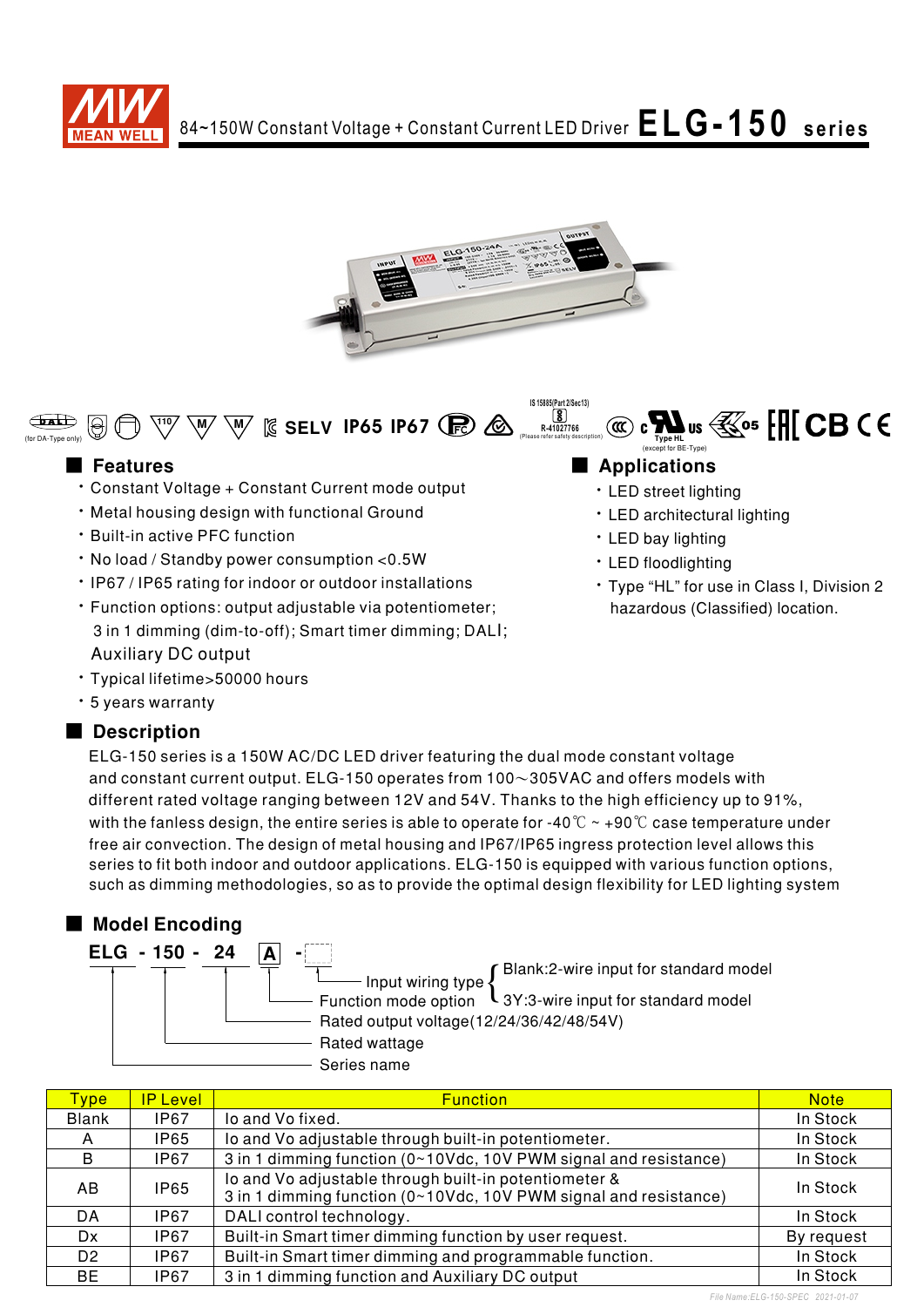# 84~150W Constant Voltage + Constant Current LED Driver ELG-150 series

(for DA-Type only) 110 M M SELV IP65 IP67 IS 15885(Part 2/Sec13) R-41027766 (Please refer safety description) c US Type HL (except for BE-Type) 05 CB CE

## Features

- Constant Voltage + Constant Current mode output
- Metal housing design with functional Ground
- Built-in active PFC function
- No load / Standby power consumption <0.5W
- IP67 / IP65 rating for indoor or outdoor installations
- Function options: output adjustable via potentiometer; 3 in 1 dimming (dim-to-off); Smart timer dimming; DALI; Auxiliary DC output
- Typical lifetime>50000 hours
- 5 years warranty

## Applications

- LED street lighting
- LED architectural lighting
- LED bay lighting
- LED floodlighting
- Type "HL" for use in Class I, Division 2 hazardous (Classified) location.

## Description

ELG-150 series is a 150W AC/DC LED driver featuring the dual mode constant voltage and constant current output. ELG-150 operates from 100～305VAC and offers models with different rated voltage ranging between 12V and 54V. Thanks to the high efficiency up to 91%, with the fanless design, the entire series is able to operate for -40℃ ~ +90℃ case temperature under free air convection. The design of metal housing and IP67/IP65 ingress protection level allows this series to fit both indoor and outdoor applications. ELG-150 is equipped with various function options, such as dimming methodologies, so as to provide the optimal design flexibility for LED lighting system

## Model Encoding

ELG - 150 - 24 A - [ ]

- ELG: Series name
- 150: Rated wattage
- 24: Rated output voltage(12/24/36/42/48/54V)
- A: Function mode option
- [ ]: Input wiring type
  - Blank:2-wire input for standard model
  - 3Y:3-wire input for standard model

| Type | IP Level | Function | Note |
|---|---|---|---|
| Blank | IP67 | Io and Vo fixed. | In Stock |
| A | IP65 | Io and Vo adjustable through built-in potentiometer. | In Stock |
| B | IP67 | 3 in 1 dimming function (0~10Vdc, 10V PWM signal and resistance) | In Stock |
| AB | IP65 | Io and Vo adjustable through built-in potentiometer & 3 in 1 dimming function (0~10Vdc, 10V PWM signal and resistance) | In Stock |
| DA | IP67 | DALI control technology. | In Stock |
| Dx | IP67 | Built-in Smart timer dimming function by user request. | By request |
| D2 | IP67 | Built-in Smart timer dimming and programmable function. | In Stock |
| BE | IP67 | 3 in 1 dimming function and Auxiliary DC output | In Stock |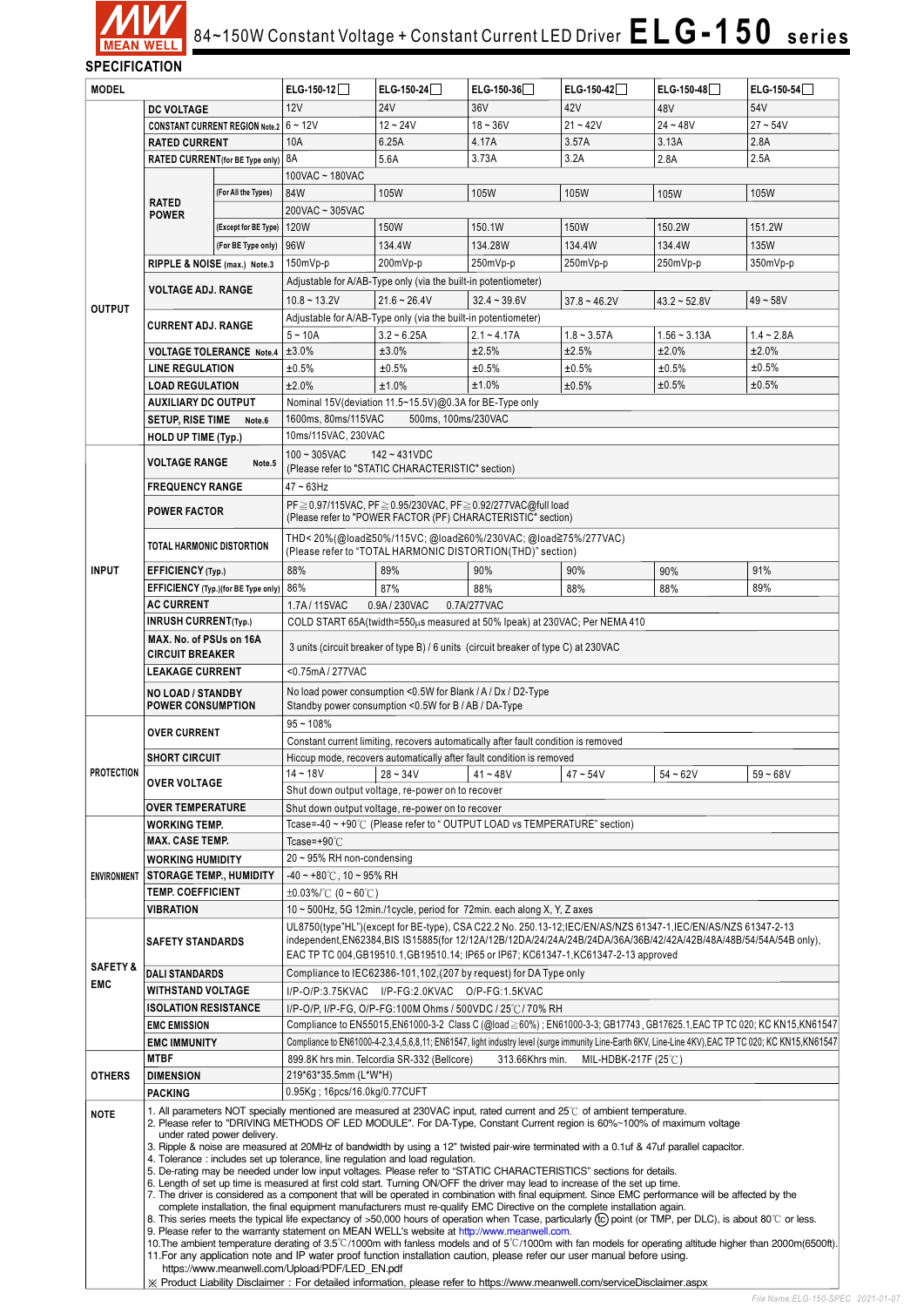# 84~150W Constant Voltage + Constant Current LED Driver ELG-150 series

## SPECIFICATION

| MODEL | | | ELG-150-12☐ | ELG-150-24☐ | ELG-150-36☐ | ELG-150-42☐ | ELG-150-48☐ | ELG-150-54☐ |
|---|---|---|---|---|---|---|---|---|
| OUTPUT | DC VOLTAGE | | 12V | 24V | 36V | 42V | 48V | 54V |
| | CONSTANT CURRENT REGION Note.2 | | 6 ~ 12V | 12 ~ 24V | 18 ~ 36V | 21 ~ 42V | 24 ~ 48V | 27 ~ 54V |
| | RATED CURRENT | | 10A | 6.25A | 4.17A | 3.57A | 3.13A | 2.8A |
| | RATED CURRENT(for BE Type only) | | 8A | 5.6A | 3.73A | 3.2A | 2.8A | 2.5A |
| | RATED POWER | | 100VAC ~ 180VAC | | | | | |
| | | (For All the Types) | 84W | 105W | 105W | 105W | 105W | 105W |
| | | | 200VAC ~ 305VAC | | | | | |
| | | (Except for BE Type) | 120W | 150W | 150.1W | 150W | 150.2W | 151.2W |
| | | (For BE Type only) | 96W | 134.4W | 134.28W | 134.4W | 134.4W | 135W |
| | RIPPLE & NOISE (max.) Note.3 | | 150mVp-p | 200mVp-p | 250mVp-p | 250mVp-p | 250mVp-p | 350mVp-p |
| | VOLTAGE ADJ. RANGE | | Adjustable for A/AB-Type only (via the built-in potentiometer) | | | | | |
| | | | 10.8 ~ 13.2V | 21.6 ~ 26.4V | 32.4 ~ 39.6V | 37.8 ~ 46.2V | 43.2 ~ 52.8V | 49 ~ 58V |
| | CURRENT ADJ. RANGE | | Adjustable for A/AB-Type only (via the built-in potentiometer) | | | | | |
| | | | 5 ~ 10A | 3.2 ~ 6.25A | 2.1 ~ 4.17A | 1.8 ~ 3.57A | 1.56 ~ 3.13A | 1.4 ~ 2.8A |
| | VOLTAGE TOLERANCE Note.4 | | ±3.0% | ±3.0% | ±2.5% | ±2.5% | ±2.0% | ±2.0% |
| | LINE REGULATION | | ±0.5% | ±0.5% | ±0.5% | ±0.5% | ±0.5% | ±0.5% |
| | LOAD REGULATION | | ±2.0% | ±1.0% | ±1.0% | ±0.5% | ±0.5% | ±0.5% |
| | AUXILIARY DC OUTPUT | | Nominal 15V(deviation 11.5~15.5V)@0.3A for BE-Type only | | | | | |
| | SETUP, RISE TIME Note.6 | | 1600ms, 80ms/115VAC 500ms, 100ms/230VAC | | | | | |
| | HOLD UP TIME (Typ.) | | 10ms/115VAC, 230VAC | | | | | |
| INPUT | VOLTAGE RANGE Note.5 | | 100 ~ 305VAC 142 ~ 431VDC (Please refer to "STATIC CHARACTERISTIC" section) | | | | | |
| | FREQUENCY RANGE | | 47 ~ 63Hz | | | | | |
| | POWER FACTOR | | PF≧0.97/115VAC, PF≧0.95/230VAC, PF≧0.92/277VAC@full load (Please refer to "POWER FACTOR (PF) CHARACTERISTIC" section) | | | | | |
| | TOTAL HARMONIC DISTORTION | | THD< 20%(@load≧50%/115VC; @load≧60%/230VAC; @load≧75%/277VAC) (Please refer to "TOTAL HARMONIC DISTORTION(THD)" section) | | | | | |
| | EFFICIENCY (Typ.) | | 88% | 89% | 90% | 90% | 90% | 91% |
| | EFFICIENCY (Typ.)(for BE Type only) | | 86% | 87% | 88% | 88% | 88% | 89% |
| | AC CURRENT | | 1.7A / 115VAC 0.9A / 230VAC 0.7A/277VAC | | | | | |
| | INRUSH CURRENT(Typ.) | | COLD START 65A(twidth=550μs measured at 50% Ipeak) at 230VAC; Per NEMA 410 | | | | | |
| | MAX. No. of PSUs on 16A CIRCUIT BREAKER | | 3 units (circuit breaker of type B) / 6 units (circuit breaker of type C) at 230VAC | | | | | |
| | LEAKAGE CURRENT | | <0.75mA / 277VAC | | | | | |
| | NO LOAD / STANDBY POWER CONSUMPTION | | No load power consumption <0.5W for Blank / A / Dx / D2-Type Standby power consumption <0.5W for B / AB / DA-Type | | | | | |
| PROTECTION | OVER CURRENT | | 95 ~ 108% | | | | | |
| | | | Constant current limiting, recovers automatically after fault condition is removed | | | | | |
| | SHORT CIRCUIT | | Hiccup mode, recovers automatically after fault condition is removed | | | | | |
| | OVER VOLTAGE | | 14 ~ 18V | 28 ~ 34V | 41 ~ 48V | 47 ~ 54V | 54 ~ 62V | 59 ~ 68V |
| | | | Shut down output voltage, re-power on to recover | | | | | |
| | OVER TEMPERATURE | | Shut down output voltage, re-power on to recover | | | | | |
| ENVIRONMENT | WORKING TEMP. | | Tcase=-40 ~ +90℃ (Please refer to " OUTPUT LOAD vs TEMPERATURE" section) | | | | | |
| | MAX. CASE TEMP. | | Tcase=+90℃ | | | | | |
| | WORKING HUMIDITY | | 20 ~ 95% RH non-condensing | | | | | |
| | STORAGE TEMP., HUMIDITY | | -40 ~ +80℃, 10 ~ 95% RH | | | | | |
| | TEMP. COEFFICIENT | | ±0.03%/℃ (0 ~ 60℃) | | | | | |
| | VIBRATION | | 10 ~ 500Hz, 5G 12min./1cycle, period for 72min. each along X, Y, Z axes | | | | | |
| SAFETY & EMC | SAFETY STANDARDS | | UL8750(type"HL")(except for BE-type), CSA C22.2 No. 250.13-12;IEC/EN/AS/NZS 61347-1,IEC/EN/AS/NZS 61347-2-13 independent,EN62384,BIS IS15885(for 12/12A/12B/12DA/24/24A/24B/24DA/36A/36B/42/42A/42B/48A/48B/54/54A/54B only), EAC TP TC 004,GB19510.1,GB19510.14; IP65 or IP67; KC61347-1,KC61347-2-13 approved | | | | | |
| | DALI STANDARDS | | Compliance to IEC62386-101,102,(207 by request) for DA Type only | | | | | |
| | WITHSTAND VOLTAGE | | I/P-O/P:3.75KVAC I/P-FG:2.0KVAC O/P-FG:1.5KVAC | | | | | |
| | ISOLATION RESISTANCE | | I/P-O/P, I/P-FG, O/P-FG:100M Ohms / 500VDC / 25℃/ 70% RH | | | | | |
| | EMC EMISSION | | Compliance to EN55015,EN61000-3-2 Class C (@load≧60%) ; EN61000-3-3; GB17743 , GB17625.1,EAC TP TC 020; KC KN15,KN61547 | | | | | |
| | EMC IMMUNITY | | Compliance to EN61000-4-2,3,4,5,6,8,11; EN61547, light industry level (surge immunity Line-Earth 6KV, Line-Line 4KV),EAC TP TC 020; KC KN15,KN61547 | | | | | |
| OTHERS | MTBF | | 899.8K hrs min. Telcordia SR-332 (Bellcore) 313.66Khrs min. MIL-HDBK-217F (25℃) | | | | | |
| | DIMENSION | | 219*63*35.5mm (L*W*H) | | | | | |
| | PACKING | | 0.95Kg ; 16pcs/16.0kg/0.77CUFT | | | | | |

**NOTE**

1. All parameters NOT specially mentioned are measured at 230VAC input, rated current and 25℃ of ambient temperature.
2. Please refer to "DRIVING METHODS OF LED MODULE". For DA-Type, Constant Current region is 60%~100% of maximum voltage under rated power delivery.
3. Ripple & noise are measured at 20MHz of bandwidth by using a 12" twisted pair-wire terminated with a 0.1uf & 47uf parallel capacitor.
4. Tolerance : includes set up tolerance, line regulation and load regulation.
5. De-rating may be needed under low input voltages. Please refer to "STATIC CHARACTERISTICS" sections for details.
6. Length of set up time is measured at first cold start. Turning ON/OFF the driver may lead to increase of the set up time.
7. The driver is considered as a component that will be operated in combination with final equipment. Since EMC performance will be affected by the complete installation, the final equipment manufacturers must re-qualify EMC Directive on the complete installation again.
8. This series meets the typical life expectancy of >50,000 hours of operation when Tcase, particularly (tc) point (or TMP, per DLC), is about 80℃ or less.
9. Please refer to the warranty statement on MEAN WELL's website at http://www.meanwell.com.
10. The ambient temperature derating of 3.5℃/1000m with fanless models and of 5℃/1000m with fan models for operating altitude higher than 2000m(6500ft).
11. For any application note and IP water proof function installation caution, please refer our user manual before using. https://www.meanwell.com/Upload/PDF/LED_EN.pdf

※ Product Liability Disclaimer：For detailed information, please refer to https://www.meanwell.com/serviceDisclaimer.aspx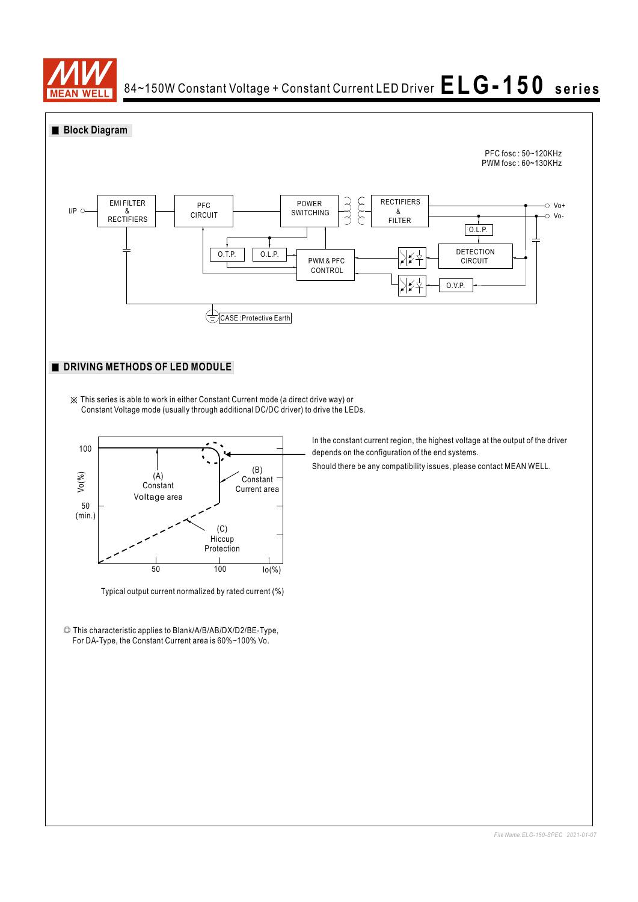## Block Diagram

PFC fosc : 50~120KHz
PWM fosc : 60~130KHz

I/P — EMI FILTER & RECTIFIERS — PFC CIRCUIT — POWER SWITCHING — RECTIFIERS & FILTER — Vo+ / Vo-

O.T.P. — O.L.P. — PWM & PFC CONTROL — DETECTION CIRCUIT — O.L.P. — O.V.P.

CASE :Protective Earth

## DRIVING METHODS OF LED MODULE

※ This series is able to work in either Constant Current mode (a direct drive way) or Constant Voltage mode (usually through additional DC/DC driver) to drive the LEDs.

Vo(%): 100, 50 (min.)

(A) Constant Voltage area

(B) Constant Current area

(C) Hiccup Protection

Io(%): 50, 100

Typical output current normalized by rated current (%)

In the constant current region, the highest voltage at the output of the driver depends on the configuration of the end systems.

Should there be any compatibility issues, please contact MEAN WELL.

◎ This characteristic applies to Blank/A/B/AB/DX/D2/BE-Type,
For DA-Type, the Constant Current area is 60%~100% Vo.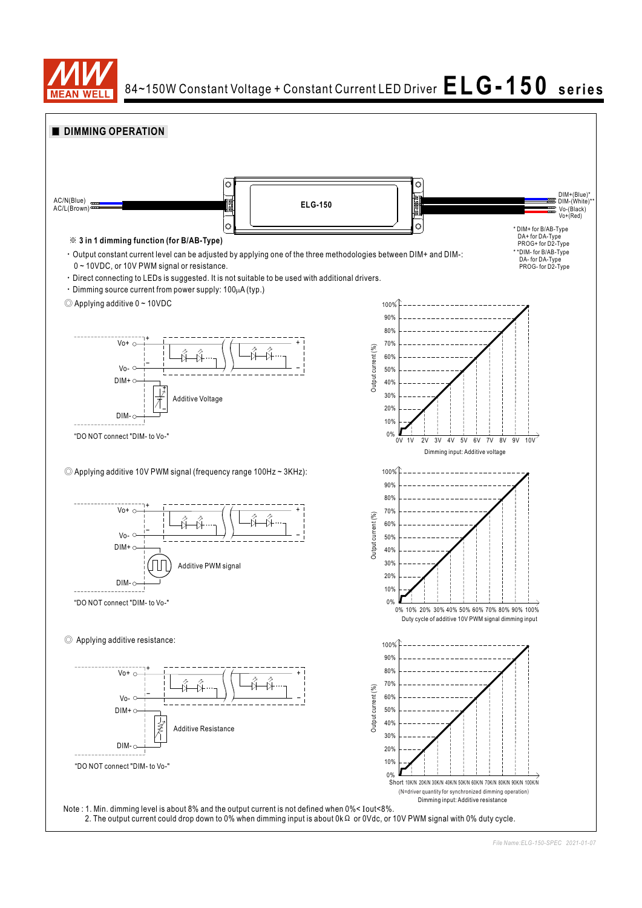## ■ DIMMING OPERATION

AC/N(Blue)
AC/L(Brown)

ELG-150

DIM+(Blue)*
DIM-(White)**
Vo-(Black)
Vo+(Red)

* DIM+ for B/AB-Type
DA+ for DA-Type
PROG+ for D2-Type

* *DIM- for B/AB-Type
DA- for DA-Type
PROG- for D2-Type

※ **3 in 1 dimming function (for B/AB-Type)**

- Output constant current level can be adjusted by applying one of the three methodologies between DIM+ and DIM-: 0 ~ 10VDC, or 10V PWM signal or resistance.
- Direct connecting to LEDs is suggested. It is not suitable to be used with additional drivers.
- Dimming source current from power supply: 100μA (typ.)

◎ Applying additive 0 ~ 10VDC

Vo+, Vo-, DIM+, DIM-, Additive Voltage

"DO NOT connect "DIM- to Vo-"

Output current (%): 0% – 100%
Dimming input: Additive voltage (0V, 1V, 2V, 3V, 4V, 5V, 6V, 7V, 8V, 9V, 10V)

◎ Applying additive 10V PWM signal (frequency range 100Hz ~ 3KHz):

Vo+, Vo-, DIM+, DIM-, Additive PWM signal

"DO NOT connect "DIM- to Vo-"

Output current (%): 0% – 100%
Duty cycle of additive 10V PWM signal dimming input (0%, 10%, 20%, 30%, 40%, 50%, 60%, 70%, 80%, 90%, 100%)

◎ Applying additive resistance:

Vo+, Vo-, DIM+, DIM-, Additive Resistance

"DO NOT connect "DIM- to Vo-"

Output current (%): 0% – 100%
Short, 10K/N, 20K/N, 30K/N, 40K/N, 50K/N, 60K/N, 70K/N, 80K/N, 90K/N, 100K/N
(N=driver quantity for synchronized dimming operation)
Dimming input: Additive resistance

Note : 1. Min. dimming level is about 8% and the output current is not defined when 0%< Iout<8%.
2. The output current could drop down to 0% when dimming input is about 0kΩ or 0Vdc, or 10V PWM signal with 0% duty cycle.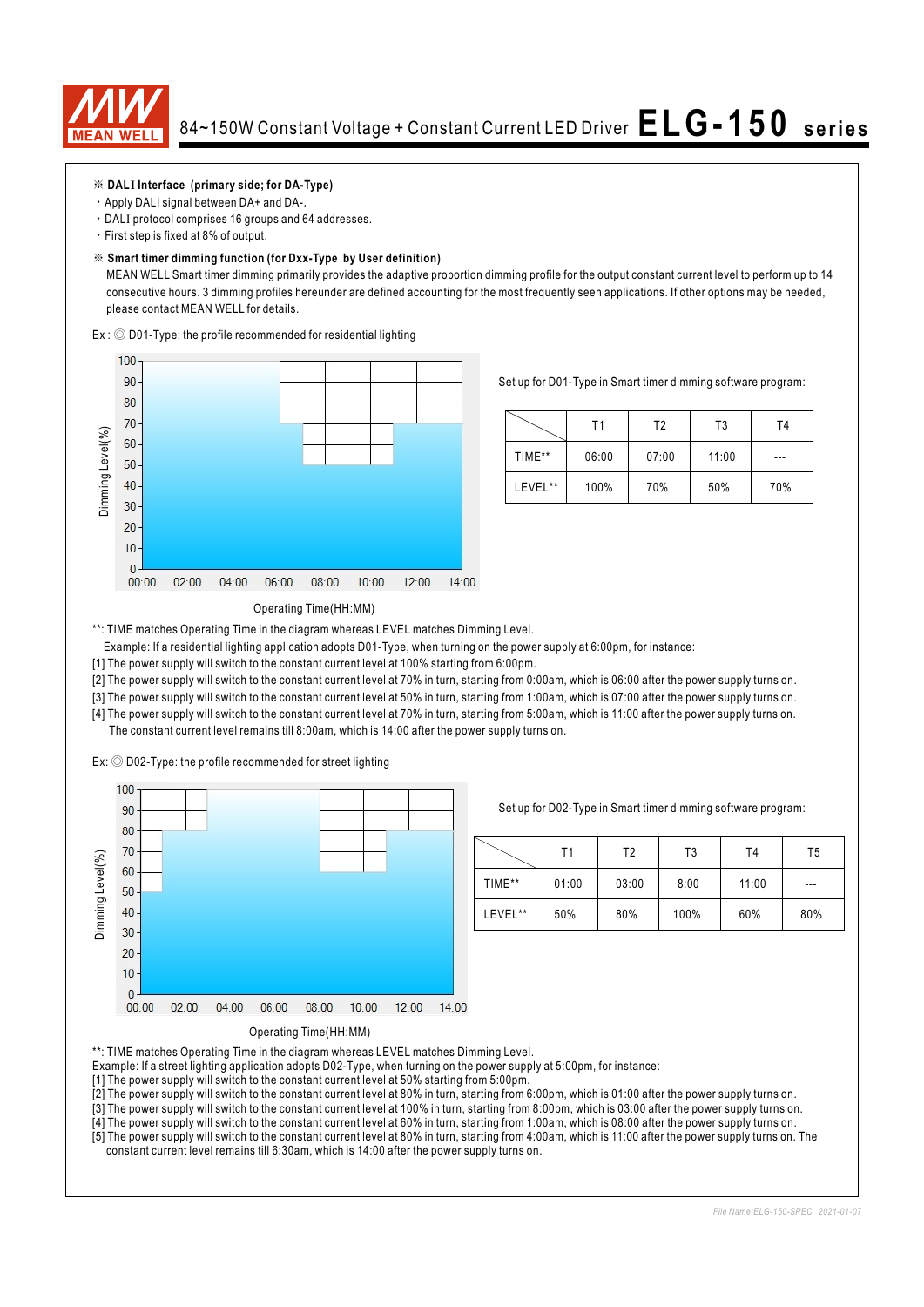# 84~150W Constant Voltage + Constant Current LED Driver ELG-150 series

※ **DALI Interface (primary side; for DA-Type)**

- Apply DALI signal between DA+ and DA-.
- DALI protocol comprises 16 groups and 64 addresses.
- First step is fixed at 8% of output.

※ **Smart timer dimming function (for Dxx-Type by User definition)**

MEAN WELL Smart timer dimming primarily provides the adaptive proportion dimming profile for the output constant current level to perform up to 14 consecutive hours. 3 dimming profiles hereunder are defined accounting for the most frequently seen applications. If other options may be needed, please contact MEAN WELL for details.

Ex : ◎ D01-Type: the profile recommended for residential lighting

Dimming Level(%)

Operating Time(HH:MM)

Set up for D01-Type in Smart timer dimming software program:

|  | T1 | T2 | T3 | T4 |
|---|---|---|---|---|
| TIME** | 06:00 | 07:00 | 11:00 | --- |
| LEVEL** | 100% | 70% | 50% | 70% |

**: TIME matches Operating Time in the diagram whereas LEVEL matches Dimming Level.

Example: If a residential lighting application adopts D01-Type, when turning on the power supply at 6:00pm, for instance:

[1] The power supply will switch to the constant current level at 100% starting from 6:00pm.
[2] The power supply will switch to the constant current level at 70% in turn, starting from 0:00am, which is 06:00 after the power supply turns on.
[3] The power supply will switch to the constant current level at 50% in turn, starting from 1:00am, which is 07:00 after the power supply turns on.
[4] The power supply will switch to the constant current level at 70% in turn, starting from 5:00am, which is 11:00 after the power supply turns on. The constant current level remains till 8:00am, which is 14:00 after the power supply turns on.

Ex: ◎ D02-Type: the profile recommended for street lighting

Dimming Level(%)

Operating Time(HH:MM)

Set up for D02-Type in Smart timer dimming software program:

|  | T1 | T2 | T3 | T4 | T5 |
|---|---|---|---|---|---|
| TIME** | 01:00 | 03:00 | 8:00 | 11:00 | --- |
| LEVEL** | 50% | 80% | 100% | 60% | 80% |

**: TIME matches Operating Time in the diagram whereas LEVEL matches Dimming Level.

Example: If a street lighting application adopts D02-Type, when turning on the power supply at 5:00pm, for instance:

[1] The power supply will switch to the constant current level at 50% starting from 5:00pm.
[2] The power supply will switch to the constant current level at 80% in turn, starting from 6:00pm, which is 01:00 after the power supply turns on.
[3] The power supply will switch to the constant current level at 100% in turn, starting from 8:00pm, which is 03:00 after the power supply turns on.
[4] The power supply will switch to the constant current level at 60% in turn, starting from 1:00am, which is 08:00 after the power supply turns on.
[5] The power supply will switch to the constant current level at 80% in turn, starting from 4:00am, which is 11:00 after the power supply turns on. The constant current level remains till 6:30am, which is 14:00 after the power supply turns on.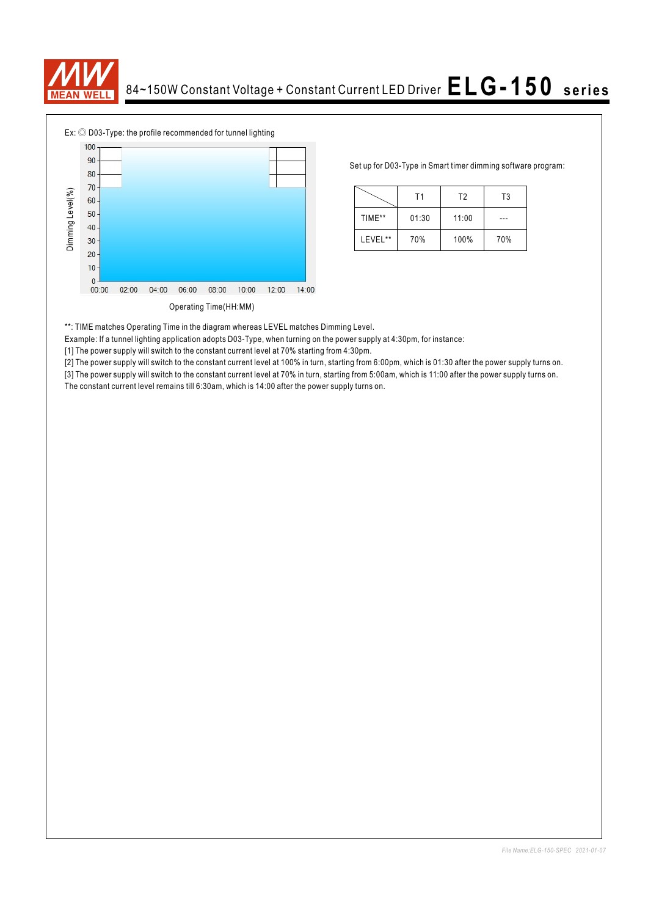Ex: ◎ D03-Type: the profile recommended for tunnel lighting

Dimming Level(%)

100
90
80
70
60
50
40
30
20
10
0

00:00 02:00 04:00 06:00 08:00 10:00 12:00 14:00

Operating Time(HH:MM)

Set up for D03-Type in Smart timer dimming software program:

| | T1 | T2 | T3 |
|---|---|---|---|
| TIME** | 01:30 | 11:00 | --- |
| LEVEL** | 70% | 100% | 70% |

**: TIME matches Operating Time in the diagram whereas LEVEL matches Dimming Level.

Example: If a tunnel lighting application adopts D03-Type, when turning on the power supply at 4:30pm, for instance:

[1] The power supply will switch to the constant current level at 70% starting from 4:30pm.

[2] The power supply will switch to the constant current level at 100% in turn, starting from 6:00pm, which is 01:30 after the power supply turns on.

[3] The power supply will switch to the constant current level at 70% in turn, starting from 5:00am, which is 11:00 after the power supply turns on.

The constant current level remains till 6:30am, which is 14:00 after the power supply turns on.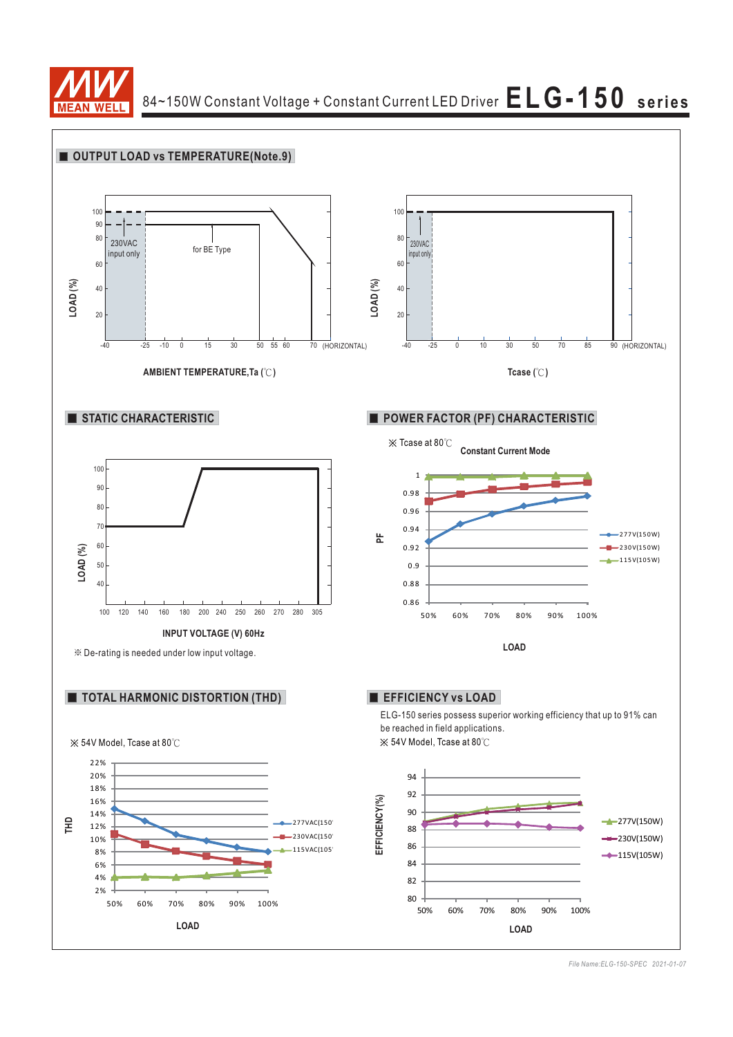## ■ OUTPUT LOAD vs TEMPERATURE(Note.9)

LOAD (%)

100, 90, 80, 60, 40, 20

230VAC input only

for BE Type

-40, -25, -10, 0, 15, 30, 50, 55, 60, 70 (HORIZONTAL)

AMBIENT TEMPERATURE,Ta (℃)

LOAD (%)

100, 80, 60, 40, 20

230VAC input only

-40, -25, 0, 10, 30, 50, 70, 85, 90 (HORIZONTAL)

Tcase (℃)

## ■ STATIC CHARACTERISTIC

LOAD (%)

100, 90, 80, 70, 60, 50, 40

100, 120, 140, 160, 180, 200, 240, 250, 260, 270, 280, 305

INPUT VOLTAGE (V) 60Hz

※ De-rating is needed under low input voltage.

## ■ POWER FACTOR (PF) CHARACTERISTIC

※ Tcase at 80℃

**Constant Current Mode**

PF

1, 0.98, 0.96, 0.94, 0.92, 0.9, 0.88, 0.86

50%, 60%, 70%, 80%, 90%, 100%

LOAD

277V(150W)
230V(150W)
115V(105W)

## ■ TOTAL HARMONIC DISTORTION (THD)

※ 54V Model, Tcase at 80℃

THD

22%, 20%, 18%, 16%, 14%, 12%, 10%, 8%, 6%, 4%, 2%

50%, 60%, 70%, 80%, 90%, 100%

LOAD

277VAC(150
230VAC(150
115VAC(105

## ■ EFFICIENCY vs LOAD

ELG-150 series possess superior working efficiency that up to 91% can be reached in field applications.

※ 54V Model, Tcase at 80℃

EFFICIENCY(%)

94, 92, 90, 88, 86, 84, 82, 80

50%, 60%, 70%, 80%, 90%, 100%

LOAD

277V(150W)
230V(150W)
115V(105W)

File Name:ELG-150-SPEC 2021-01-07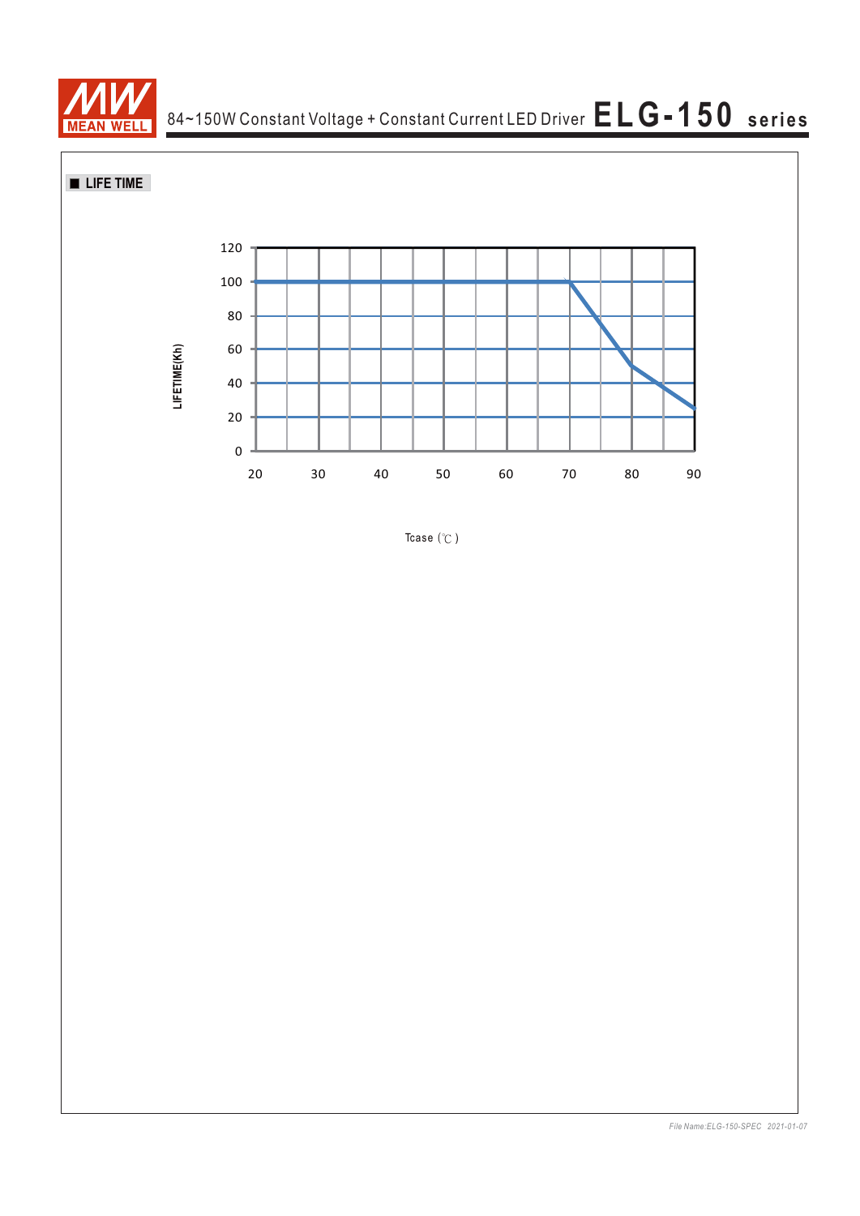## ■ LIFE TIME

LIFETIME(Kh)

120
100
80
60
40
20
0

20 30 40 50 60 70 80 90

Tcase (℃)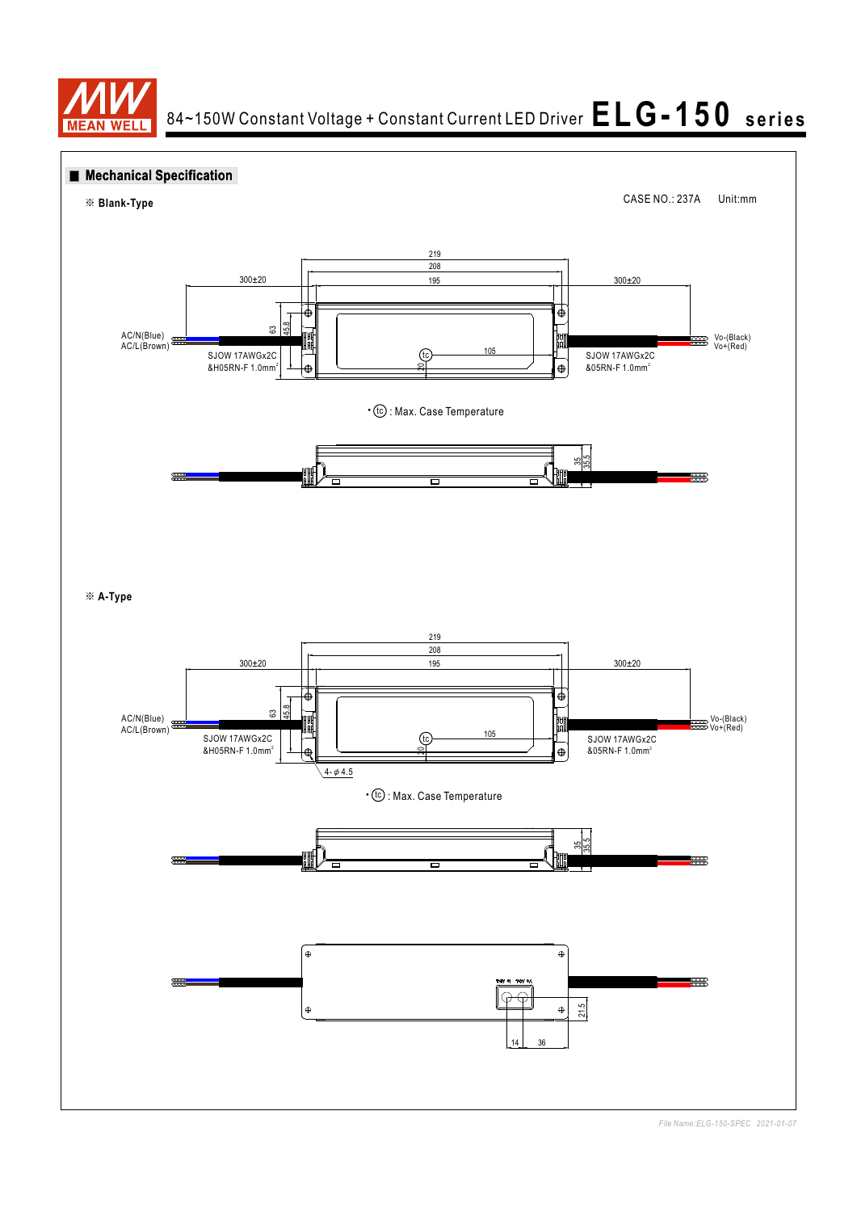## Mechanical Specification

※ **Blank-Type**

CASE NO.: 237A Unit:mm

219
208
195
300±20
300±20
63
45.8
105
20

AC/N(Blue)
AC/L(Brown)

SJOW 17AWGx2C
&H05RN-F 1.0mm²

SJOW 17AWGx2C
&05RN-F 1.0mm²

Vo-(Black)
Vo+(Red)

• (tc) : Max. Case Temperature

35
35.5

※ **A-Type**

219
208
195
300±20
300±20
63
45.8
105
20
4-ϕ4.5

AC/N(Blue)
AC/L(Brown)

SJOW 17AWGx2C
&H05RN-F 1.0mm²

SJOW 17AWGx2C
&05RN-F 1.0mm²

Vo-(Black)
Vo+(Red)

• (tc) : Max. Case Temperature

35
35.5

21.5
14
36

*File Name:ELG-150-SPEC 2021-01-07*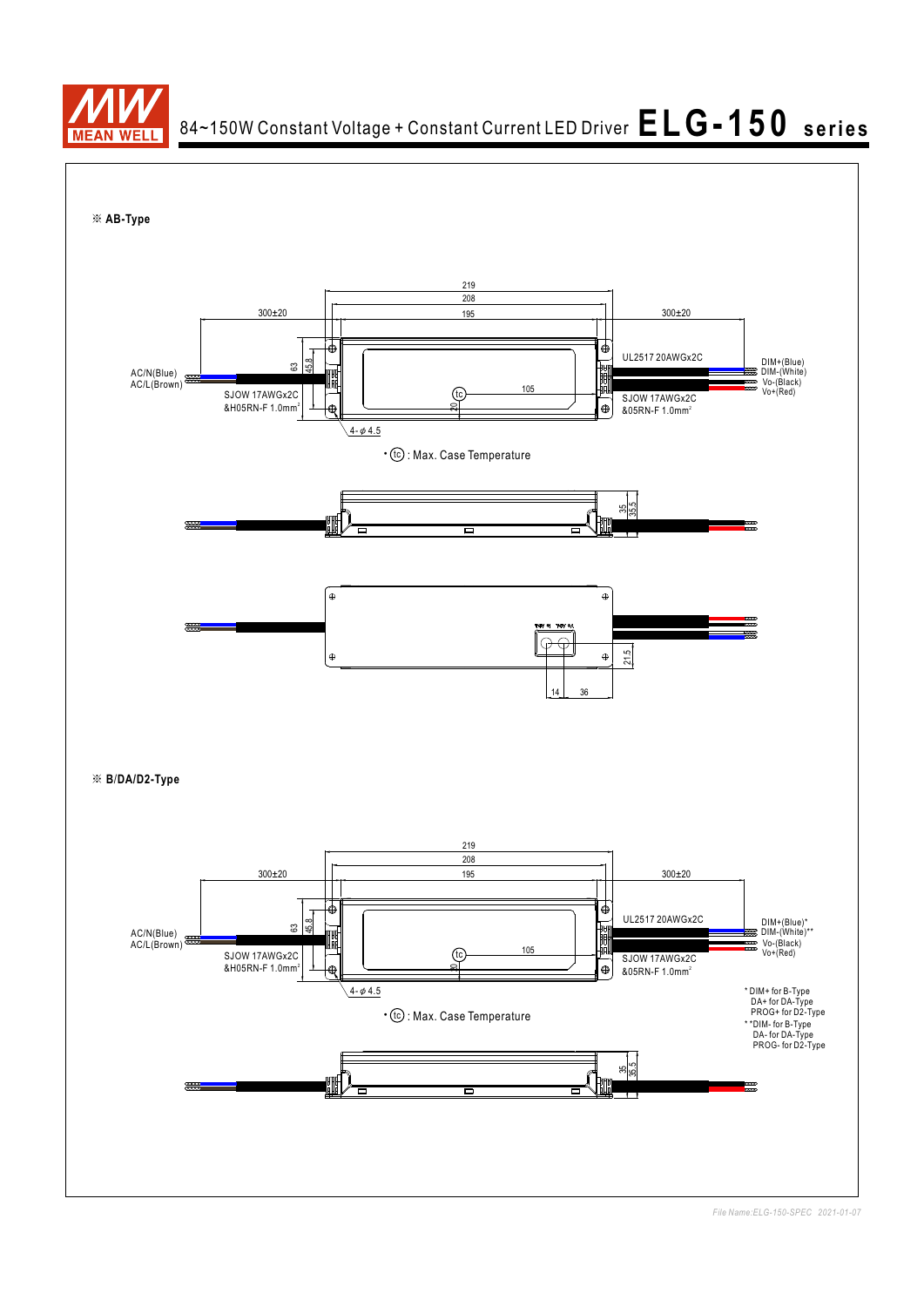※ **AB-Type**

219
208
195
300±20
300±20
63
45.8
UL2517 20AWGx2C
DIM+(Blue)
DIM-(White)
Vo-(Black)
Vo+(Red)
AC/N(Blue)
AC/L(Brown)
tc
105
SJOW 17AWGx2C
&H05RN-F 1.0mm²
20
SJOW 17AWGx2C
&05RN-F 1.0mm²
4-φ4.5

• (tc) : Max. Case Temperature

35
35.5

21.5
14
36

※ **B/DA/D2-Type**

219
208
195
300±20
300±20
63
45.8
UL2517 20AWGx2C
DIM+(Blue)*
DIM-(White)**
Vo-(Black)
Vo+(Red)
AC/N(Blue)
AC/L(Brown)
tc
105
SJOW 17AWGx2C
&H05RN-F 1.0mm²
20
SJOW 17AWGx2C
&05RN-F 1.0mm²
4-φ4.5

• (tc) : Max. Case Temperature

* DIM+ for B-Type
DA+ for DA-Type
PROG+ for D2-Type
**DIM- for B-Type
DA- for DA-Type
PROG- for D2-Type

35
35.5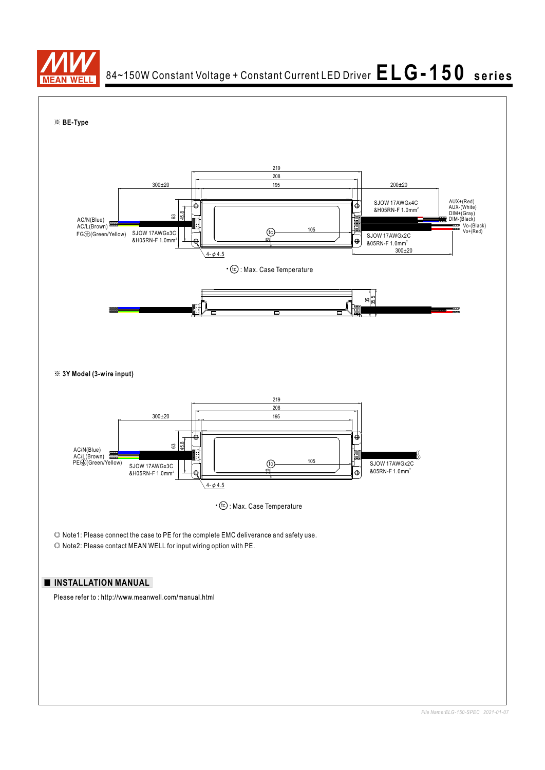※ **BE-Type**

219
208
195
300±20
200±20
63
45.8
AC/N(Blue)
AC/L(Brown)
FG⏚(Green/Yellow)
SJOW 17AWGx3C
&H05RN-F 1.0mm²
SJOW 17AWGx4C
&H05RN-F 1.0mm²
AUX+(Red)
AUX-(White)
DIM+(Gray)
DIM-(Black)
Vo-(Black)
Vo+(Red)
tc
105
30
SJOW 17AWGx2C
&05RN-F 1.0mm²
300±20
4-φ4.5

• ⓣⓒ : Max. Case Temperature

35
35.5

※ **3Y Model (3-wire input)**

219
208
195
300±20
63
45.8
AC/N(Blue)
AC/L(Brown)
PE⏚(Green/Yellow)
SJOW 17AWGx3C
&H05RN-F 1.0mm²
tc
105
30
SJOW 17AWGx2C
&05RN-F 1.0mm²
4-φ4.5

• ⓣⓒ : Max. Case Temperature

◎ Note1: Please connect the case to PE for the complete EMC deliverance and safety use.
◎ Note2: Please contact MEAN WELL for input wiring option with PE.

## INSTALLATION MANUAL

Please refer to : http://www.meanwell.com/manual.html